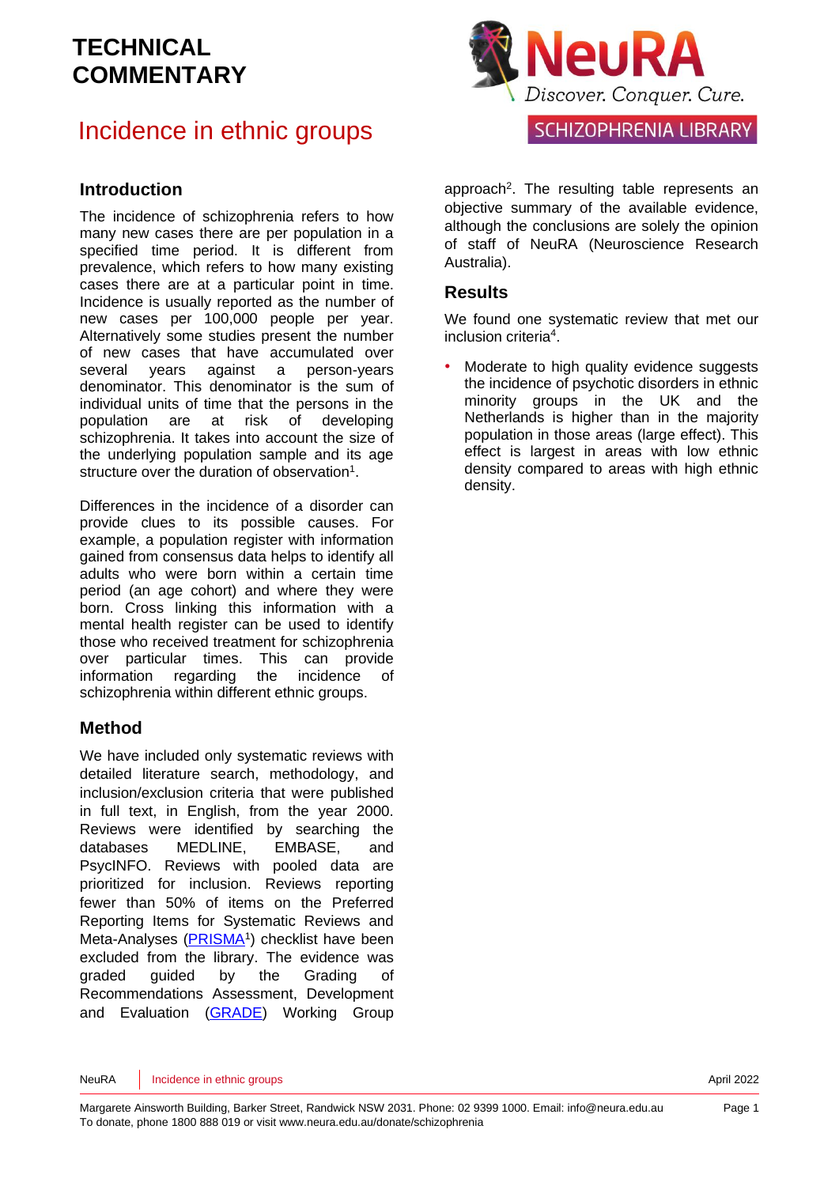# TECHNICAL COMMENTARY

NeuRA
Discover. Conquer. Cure.

SCHIZOPHRENIA LIBRARY

# Incidence in ethnic groups

## Introduction

The incidence of schizophrenia refers to how many new cases there are per population in a specified time period. It is different from prevalence, which refers to how many existing cases there are at a particular point in time. Incidence is usually reported as the number of new cases per 100,000 people per year. Alternatively some studies present the number of new cases that have accumulated over several years against a person-years denominator. This denominator is the sum of individual units of time that the persons in the population are at risk of developing schizophrenia. It takes into account the size of the underlying population sample and its age structure over the duration of observation[1].

Differences in the incidence of a disorder can provide clues to its possible causes. For example, a population register with information gained from consensus data helps to identify all adults who were born within a certain time period (an age cohort) and where they were born. Cross linking this information with a mental health register can be used to identify those who received treatment for schizophrenia over particular times. This can provide information regarding the incidence of schizophrenia within different ethnic groups.

## Method

We have included only systematic reviews with detailed literature search, methodology, and inclusion/exclusion criteria that were published in full text, in English, from the year 2000. Reviews were identified by searching the databases MEDLINE, EMBASE, and PsycINFO. Reviews with pooled data are prioritized for inclusion. Reviews reporting fewer than 50% of items on the Preferred Reporting Items for Systematic Reviews and Meta-Analyses (PRISMA[1]) checklist have been excluded from the library. The evidence was graded guided by the Grading of Recommendations Assessment, Development and Evaluation (GRADE) Working Group approach[2]. The resulting table represents an objective summary of the available evidence, although the conclusions are solely the opinion of staff of NeuRA (Neuroscience Research Australia).

## Results

We found one systematic review that met our inclusion criteria[4].

- Moderate to high quality evidence suggests the incidence of psychotic disorders in ethnic minority groups in the UK and the Netherlands is higher than in the majority population in those areas (large effect). This effect is largest in areas with low ethnic density compared to areas with high ethnic density.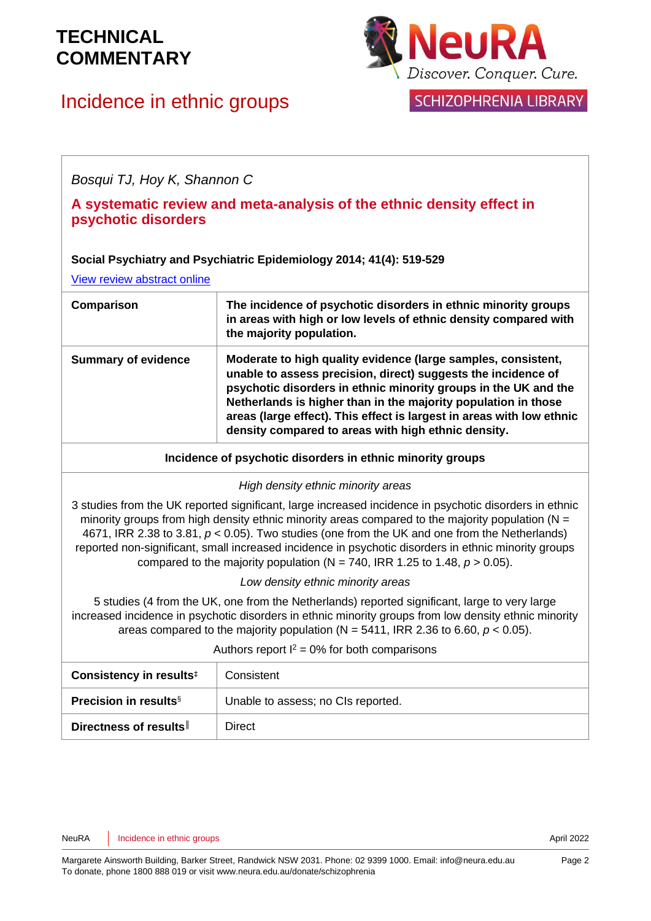*Bosqui TJ, Hoy K, Shannon C*

**A systematic review and meta-analysis of the ethnic density effect in psychotic disorders**

**Social Psychiatry and Psychiatric Epidemiology 2014; 41(4): 519-529**

[View review abstract online]

| | |
|---|---|
| **Comparison** | **The incidence of psychotic disorders in ethnic minority groups in areas with high or low levels of ethnic density compared with the majority population.** |
| **Summary of evidence** | **Moderate to high quality evidence (large samples, consistent, unable to assess precision, direct) suggests the incidence of psychotic disorders in ethnic minority groups in the UK and the Netherlands is higher than in the majority population in those areas (large effect). This effect is largest in areas with low ethnic density compared to areas with high ethnic density.** |

**Incidence of psychotic disorders in ethnic minority groups**

*High density ethnic minority areas*

3 studies from the UK reported significant, large increased incidence in psychotic disorders in ethnic minority groups from high density ethnic minority areas compared to the majority population (N = 4671, IRR 2.38 to 3.81, $p < 0.05$). Two studies (one from the UK and one from the Netherlands) reported non-significant, small increased incidence in psychotic disorders in ethnic minority groups compared to the majority population (N = 740, IRR 1.25 to 1.48, $p > 0.05$).

*Low density ethnic minority areas*

5 studies (4 from the UK, one from the Netherlands) reported significant, large to very large increased incidence in psychotic disorders in ethnic minority groups from low density ethnic minority areas compared to the majority population (N = 5411, IRR 2.36 to 6.60, $p < 0.05$).

Authors report $I^2$ = 0% for both comparisons

| | |
|---|---|
| **Consistency in results**‡ | Consistent |
| **Precision in results**§ | Unable to assess; no CIs reported. |
| **Directness of results**‖ | Direct |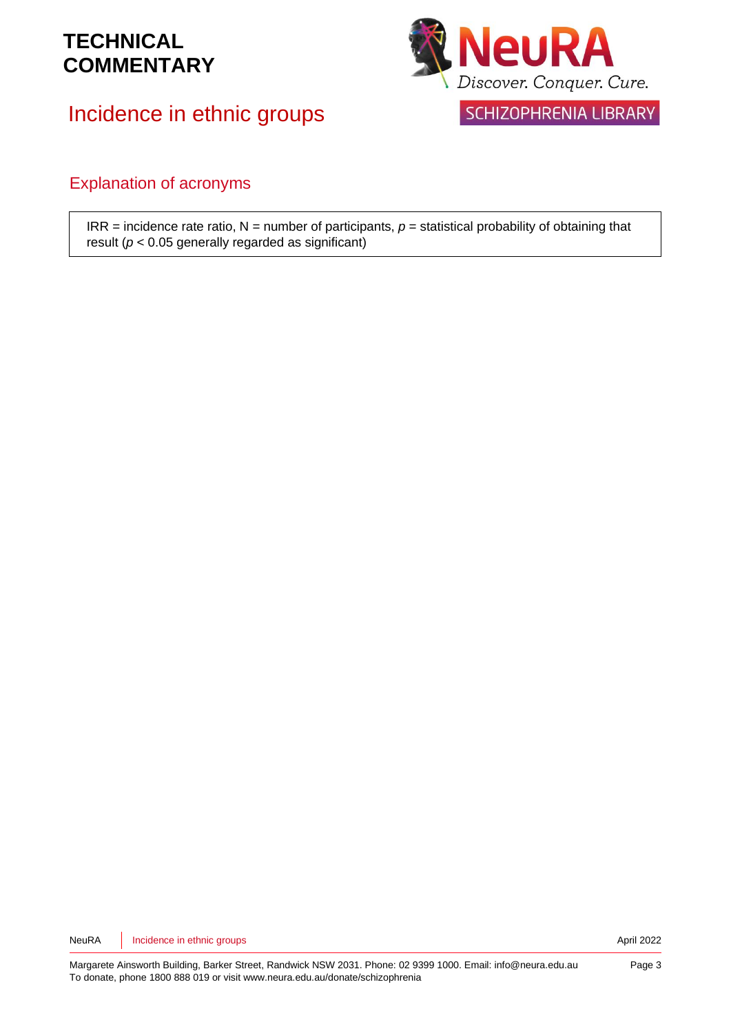## Explanation of acronyms

IRR = incidence rate ratio, N = number of participants, $p$ = statistical probability of obtaining that result ($p < 0.05$ generally regarded as significant)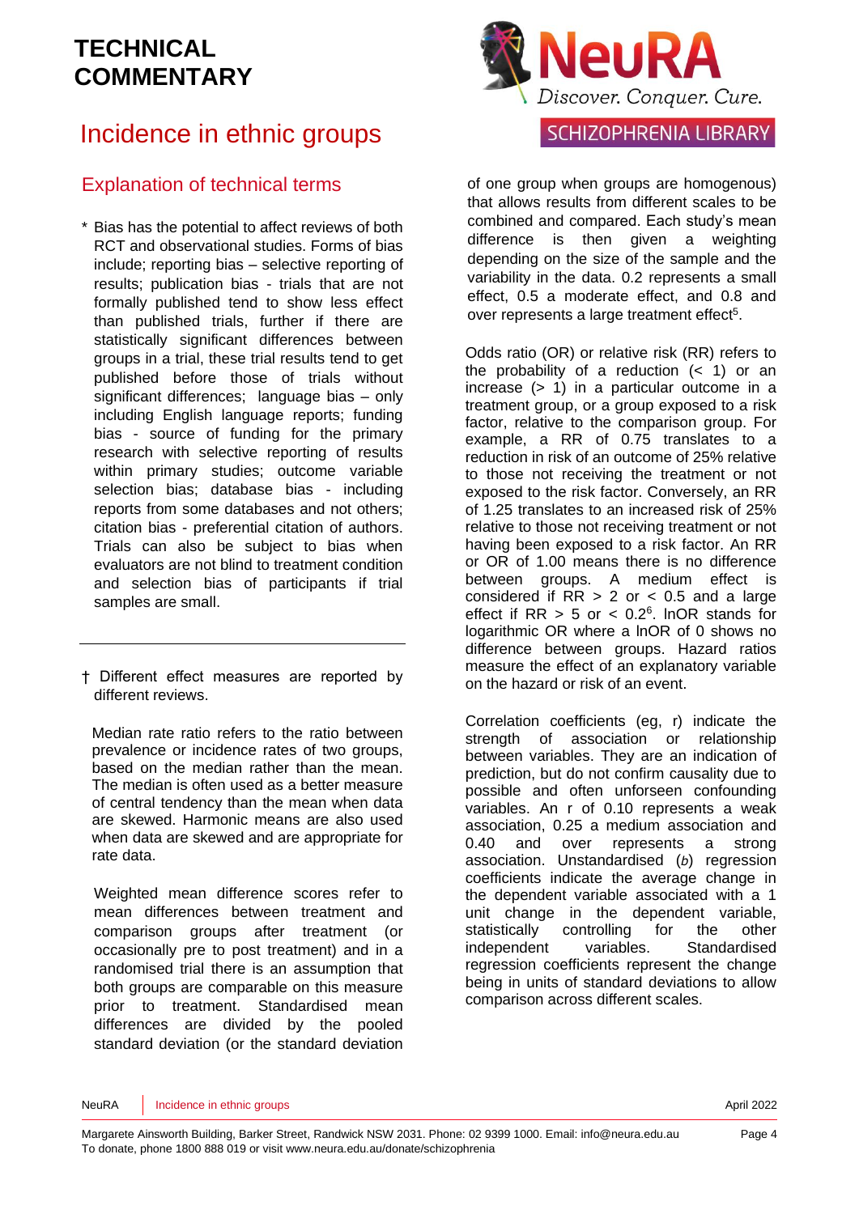# TECHNICAL COMMENTARY

# Incidence in ethnic groups

## Explanation of technical terms

\* Bias has the potential to affect reviews of both RCT and observational studies. Forms of bias include; reporting bias – selective reporting of results; publication bias - trials that are not formally published tend to show less effect than published trials, further if there are statistically significant differences between groups in a trial, these trial results tend to get published before those of trials without significant differences; language bias – only including English language reports; funding bias - source of funding for the primary research with selective reporting of results within primary studies; outcome variable selection bias; database bias - including reports from some databases and not others; citation bias - preferential citation of authors. Trials can also be subject to bias when evaluators are not blind to treatment condition and selection bias of participants if trial samples are small.

---

† Different effect measures are reported by different reviews.

Median rate ratio refers to the ratio between prevalence or incidence rates of two groups, based on the median rather than the mean. The median is often used as a better measure of central tendency than the mean when data are skewed. Harmonic means are also used when data are skewed and are appropriate for rate data.

Weighted mean difference scores refer to mean differences between treatment and comparison groups after treatment (or occasionally pre to post treatment) and in a randomised trial there is an assumption that both groups are comparable on this measure prior to treatment. Standardised mean differences are divided by the pooled standard deviation (or the standard deviation of one group when groups are homogenous) that allows results from different scales to be combined and compared. Each study's mean difference is then given a weighting depending on the size of the sample and the variability in the data. 0.2 represents a small effect, 0.5 a moderate effect, and 0.8 and over represents a large treatment effect[5].

Odds ratio (OR) or relative risk (RR) refers to the probability of a reduction (< 1) or an increase (> 1) in a particular outcome in a treatment group, or a group exposed to a risk factor, relative to the comparison group. For example, a RR of 0.75 translates to a reduction in risk of an outcome of 25% relative to those not receiving the treatment or not exposed to the risk factor. Conversely, an RR of 1.25 translates to an increased risk of 25% relative to those not receiving treatment or not having been exposed to a risk factor. An RR or OR of 1.00 means there is no difference between groups. A medium effect is considered if RR > 2 or < 0.5 and a large effect if RR > 5 or < 0.2[6]. lnOR stands for logarithmic OR where a lnOR of 0 shows no difference between groups. Hazard ratios measure the effect of an explanatory variable on the hazard or risk of an event.

Correlation coefficients (eg, r) indicate the strength of association or relationship between variables. They are an indication of prediction, but do not confirm causality due to possible and often unforseen confounding variables. An r of 0.10 represents a weak association, 0.25 a medium association and 0.40 and over represents a strong association. Unstandardised (*b*) regression coefficients indicate the average change in the dependent variable associated with a 1 unit change in the dependent variable, statistically controlling for the other independent variables. Standardised regression coefficients represent the change being in units of standard deviations to allow comparison across different scales.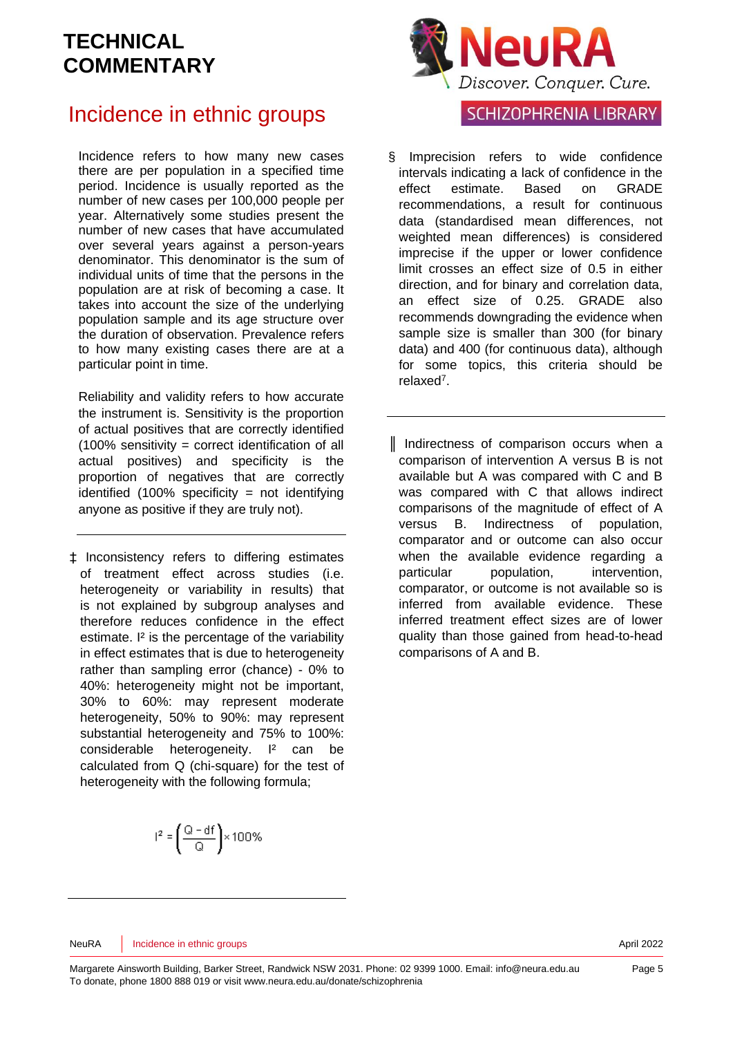# TECHNICAL COMMENTARY

## Incidence in ethnic groups

Incidence refers to how many new cases there are per population in a specified time period. Incidence is usually reported as the number of new cases per 100,000 people per year. Alternatively some studies present the number of new cases that have accumulated over several years against a person-years denominator. This denominator is the sum of individual units of time that the persons in the population are at risk of becoming a case. It takes into account the size of the underlying population sample and its age structure over the duration of observation. Prevalence refers to how many existing cases there are at a particular point in time.

Reliability and validity refers to how accurate the instrument is. Sensitivity is the proportion of actual positives that are correctly identified (100% sensitivity = correct identification of all actual positives) and specificity is the proportion of negatives that are correctly identified (100% specificity = not identifying anyone as positive if they are truly not).

---

‡ Inconsistency refers to differing estimates of treatment effect across studies (i.e. heterogeneity or variability in results) that is not explained by subgroup analyses and therefore reduces confidence in the effect estimate. I² is the percentage of the variability in effect estimates that is due to heterogeneity rather than sampling error (chance) - 0% to 40%: heterogeneity might not be important, 30% to 60%: may represent moderate heterogeneity, 50% to 90%: may represent substantial heterogeneity and 75% to 100%: considerable heterogeneity. I² can be calculated from Q (chi-square) for the test of heterogeneity with the following formula;

$$I^2 = \left(\frac{Q - df}{Q}\right) \times 100\%$$

---

§ Imprecision refers to wide confidence intervals indicating a lack of confidence in the effect estimate. Based on GRADE recommendations, a result for continuous data (standardised mean differences, not weighted mean differences) is considered imprecise if the upper or lower confidence limit crosses an effect size of 0.5 in either direction, and for binary and correlation data, an effect size of 0.25. GRADE also recommends downgrading the evidence when sample size is smaller than 300 (for binary data) and 400 (for continuous data), although for some topics, this criteria should be relaxed[7].

---

‖ Indirectness of comparison occurs when a comparison of intervention A versus B is not available but A was compared with C and B was compared with C that allows indirect comparisons of the magnitude of effect of A versus B. Indirectness of population, comparator and or outcome can also occur when the available evidence regarding a particular population, intervention, comparator, or outcome is not available so is inferred from available evidence. These inferred treatment effect sizes are of lower quality than those gained from head-to-head comparisons of A and B.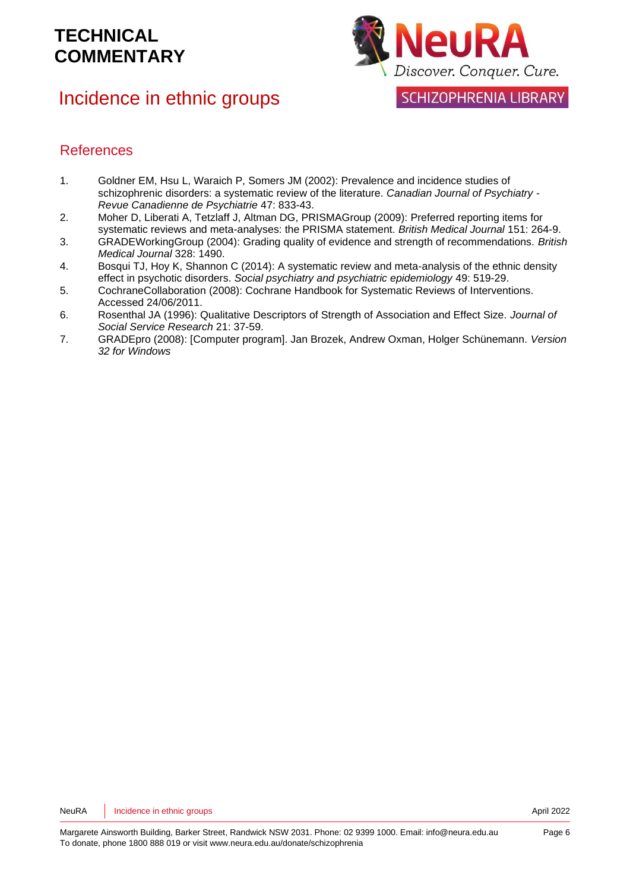## References

1. Goldner EM, Hsu L, Waraich P, Somers JM (2002): Prevalence and incidence studies of schizophrenic disorders: a systematic review of the literature. *Canadian Journal of Psychiatry - Revue Canadienne de Psychiatrie* 47: 833-43.
2. Moher D, Liberati A, Tetzlaff J, Altman DG, PRISMAGroup (2009): Preferred reporting items for systematic reviews and meta-analyses: the PRISMA statement. *British Medical Journal* 151: 264-9.
3. GRADEWorkingGroup (2004): Grading quality of evidence and strength of recommendations. *British Medical Journal* 328: 1490.
4. Bosqui TJ, Hoy K, Shannon C (2014): A systematic review and meta-analysis of the ethnic density effect in psychotic disorders. *Social psychiatry and psychiatric epidemiology* 49: 519-29.
5. CochraneCollaboration (2008): Cochrane Handbook for Systematic Reviews of Interventions. Accessed 24/06/2011.
6. Rosenthal JA (1996): Qualitative Descriptors of Strength of Association and Effect Size. *Journal of Social Service Research* 21: 37-59.
7. GRADEpro (2008): [Computer program]. Jan Brozek, Andrew Oxman, Holger Schünemann. *Version 32 for Windows*